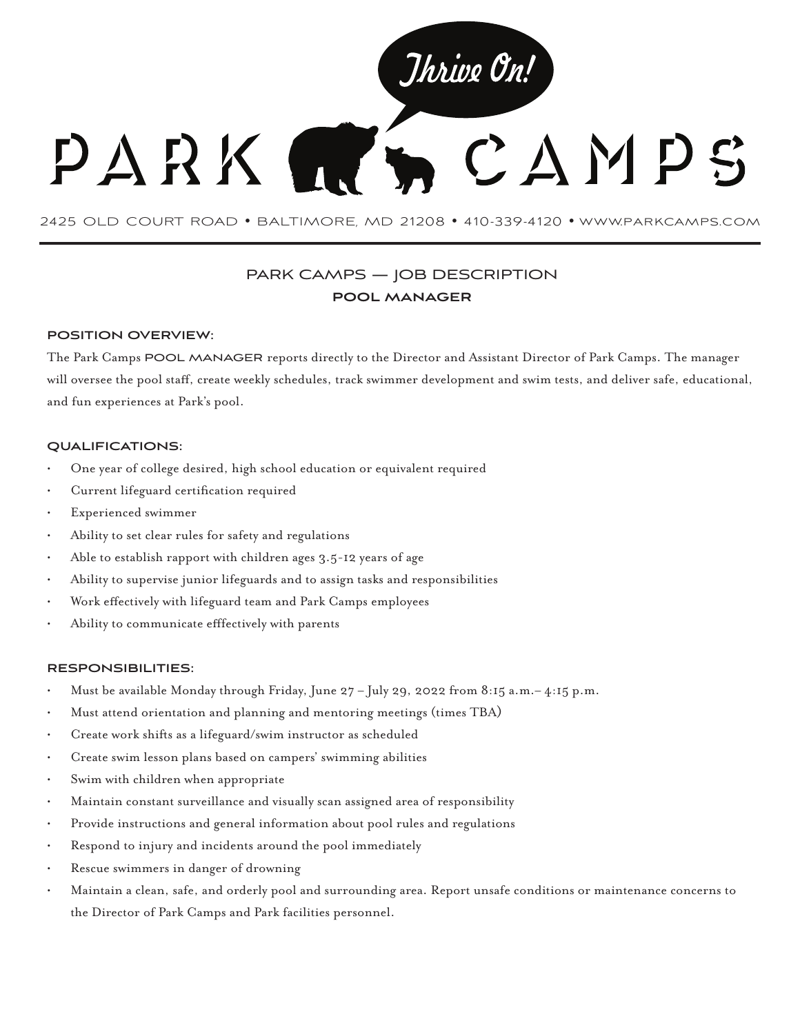# PARK CAMPS

Thrive On!

2425 OLD COURT ROAD • BALTIMORE, MD 21208 • 410-339-4120 • WWW.PARKCAMPS.COM

## PARK CAMPS — JOB DESCRIPTION

## POOL MANAGER

### POSITION OVERVIEW:

The Park Camps **POOL MANAGER** reports directly to the Director and Assistant Director of Park Camps. The manager will oversee the pool staff, create weekly schedules, track swimmer development and swim tests, and deliver safe, educational, and fun experiences at Park's pool.

### QUALIFICATIONS:

- One year of college desired, high school education or equivalent required
- Current lifeguard certification required
- Experienced swimmer
- Ability to set clear rules for safety and regulations
- Able to establish rapport with children ages 3.5-12 years of age
- Ability to supervise junior lifeguards and to assign tasks and responsibilities
- Work effectively with lifeguard team and Park Camps employees
- Ability to communicate efffectively with parents

### RESPONSIBILITIES:

- Must be available Monday through Friday, June 27 – July 29, 2022 from 8:15 a.m.– 4:15 p.m.
- Must attend orientation and planning and mentoring meetings (times TBA)
- Create work shifts as a lifeguard/swim instructor as scheduled
- Create swim lesson plans based on campers' swimming abilities
- Swim with children when appropriate
- Maintain constant surveillance and visually scan assigned area of responsibility
- Provide instructions and general information about pool rules and regulations
- Respond to injury and incidents around the pool immediately
- Rescue swimmers in danger of drowning
- Maintain a clean, safe, and orderly pool and surrounding area. Report unsafe conditions or maintenance concerns to the Director of Park Camps and Park facilities personnel.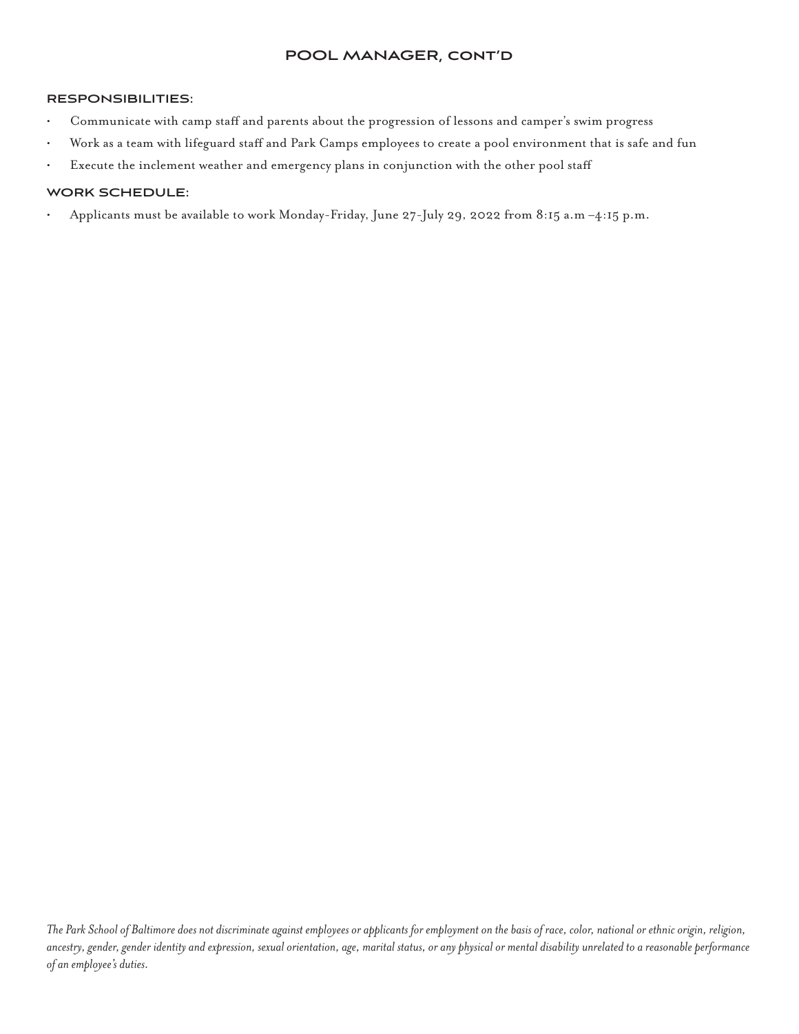## POOL MANAGER, CONT'D

### RESPONSIBILITIES:

- Communicate with camp staff and parents about the progression of lessons and camper's swim progress
- Work as a team with lifeguard staff and Park Camps employees to create a pool environment that is safe and fun
- Execute the inclement weather and emergency plans in conjunction with the other pool staff

### WORK SCHEDULE:

- Applicants must be available to work Monday-Friday, June 27-July 29, 2022 from 8:15 a.m –4:15 p.m.

*The Park School of Baltimore does not discriminate against employees or applicants for employment on the basis of race, color, national or ethnic origin, religion, ancestry, gender, gender identity and expression, sexual orientation, age, marital status, or any physical or mental disability unrelated to a reasonable performance of an employee's duties.*